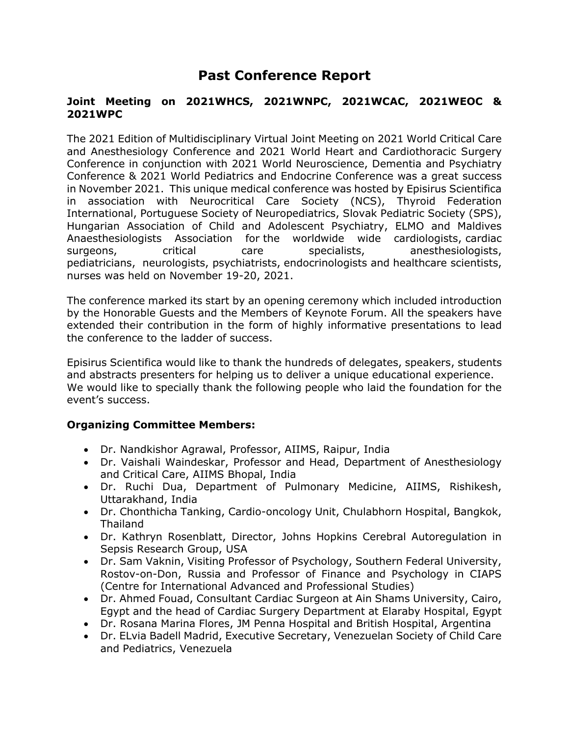# Past Conference Report

**Joint Meeting on 2021WHCS, 2021WNPC, 2021WCAC, 2021WEOC & 2021WPC**

The 2021 Edition of Multidisciplinary Virtual Joint Meeting on 2021 World Critical Care and Anesthesiology Conference and 2021 World Heart and Cardiothoracic Surgery Conference in conjunction with 2021 World Neuroscience, Dementia and Psychiatry Conference & 2021 World Pediatrics and Endocrine Conference was a great success in November 2021. This unique medical conference was hosted by Episirus Scientifica in association with Neurocritical Care Society (NCS), Thyroid Federation International, Portuguese Society of Neuropediatrics, Slovak Pediatric Society (SPS), Hungarian Association of Child and Adolescent Psychiatry, ELMO and Maldives Anaesthesiologists Association for the worldwide wide cardiologists, cardiac surgeons, critical care specialists, anesthesiologists, pediatricians, neurologists, psychiatrists, endocrinologists and healthcare scientists, nurses was held on November 19-20, 2021.

The conference marked its start by an opening ceremony which included introduction by the Honorable Guests and the Members of Keynote Forum. All the speakers have extended their contribution in the form of highly informative presentations to lead the conference to the ladder of success.

Episirus Scientifica would like to thank the hundreds of delegates, speakers, students and abstracts presenters for helping us to deliver a unique educational experience. We would like to specially thank the following people who laid the foundation for the event's success.

**Organizing Committee Members:**

- Dr. Nandkishor Agrawal, Professor, AIIMS, Raipur, India
- Dr. Vaishali Waindeskar, Professor and Head, Department of Anesthesiology and Critical Care, AIIMS Bhopal, India
- Dr. Ruchi Dua, Department of Pulmonary Medicine, AIIMS, Rishikesh, Uttarakhand, India
- Dr. Chonthicha Tanking, Cardio-oncology Unit, Chulabhorn Hospital, Bangkok, Thailand
- Dr. Kathryn Rosenblatt, Director, Johns Hopkins Cerebral Autoregulation in Sepsis Research Group, USA
- Dr. Sam Vaknin, Visiting Professor of Psychology, Southern Federal University, Rostov-on-Don, Russia and Professor of Finance and Psychology in CIAPS (Centre for International Advanced and Professional Studies)
- Dr. Ahmed Fouad, Consultant Cardiac Surgeon at Ain Shams University, Cairo, Egypt and the head of Cardiac Surgery Department at Elaraby Hospital, Egypt
- Dr. Rosana Marina Flores, JM Penna Hospital and British Hospital, Argentina
- Dr. ELvia Badell Madrid, Executive Secretary, Venezuelan Society of Child Care and Pediatrics, Venezuela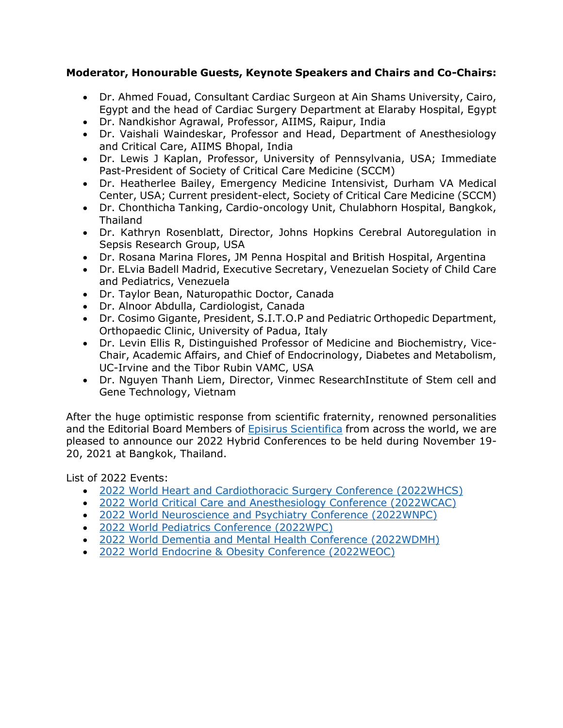**Moderator, Honourable Guests, Keynote Speakers and Chairs and Co-Chairs:**

- Dr. Ahmed Fouad, Consultant Cardiac Surgeon at Ain Shams University, Cairo, Egypt and the head of Cardiac Surgery Department at Elaraby Hospital, Egypt
- Dr. Nandkishor Agrawal, Professor, AIIMS, Raipur, India
- Dr. Vaishali Waindeskar, Professor and Head, Department of Anesthesiology and Critical Care, AIIMS Bhopal, India
- Dr. Lewis J Kaplan, Professor, University of Pennsylvania, USA; Immediate Past-President of Society of Critical Care Medicine (SCCM)
- Dr. Heatherlee Bailey, Emergency Medicine Intensivist, Durham VA Medical Center, USA; Current president-elect, Society of Critical Care Medicine (SCCM)
- Dr. Chonthicha Tanking, Cardio-oncology Unit, Chulabhorn Hospital, Bangkok, Thailand
- Dr. Kathryn Rosenblatt, Director, Johns Hopkins Cerebral Autoregulation in Sepsis Research Group, USA
- Dr. Rosana Marina Flores, JM Penna Hospital and British Hospital, Argentina
- Dr. ELvia Badell Madrid, Executive Secretary, Venezuelan Society of Child Care and Pediatrics, Venezuela
- Dr. Taylor Bean, Naturopathic Doctor, Canada
- Dr. Alnoor Abdulla, Cardiologist, Canada
- Dr. Cosimo Gigante, President, S.I.T.O.P and Pediatric Orthopedic Department, Orthopaedic Clinic, University of Padua, Italy
- Dr. Levin Ellis R, Distinguished Professor of Medicine and Biochemistry, Vice-Chair, Academic Affairs, and Chief of Endocrinology, Diabetes and Metabolism, UC-Irvine and the Tibor Rubin VAMC, USA
- Dr. Nguyen Thanh Liem, Director, Vinmec ResearchInstitute of Stem cell and Gene Technology, Vietnam

After the huge optimistic response from scientific fraternity, renowned personalities and the Editorial Board Members of Episirus Scientifica from across the world, we are pleased to announce our 2022 Hybrid Conferences to be held during November 19-20, 2021 at Bangkok, Thailand.

List of 2022 Events:

- 2022 World Heart and Cardiothoracic Surgery Conference (2022WHCS)
- 2022 World Critical Care and Anesthesiology Conference (2022WCAC)
- 2022 World Neuroscience and Psychiatry Conference (2022WNPC)
- 2022 World Pediatrics Conference (2022WPC)
- 2022 World Dementia and Mental Health Conference (2022WDMH)
- 2022 World Endocrine & Obesity Conference (2022WEOC)